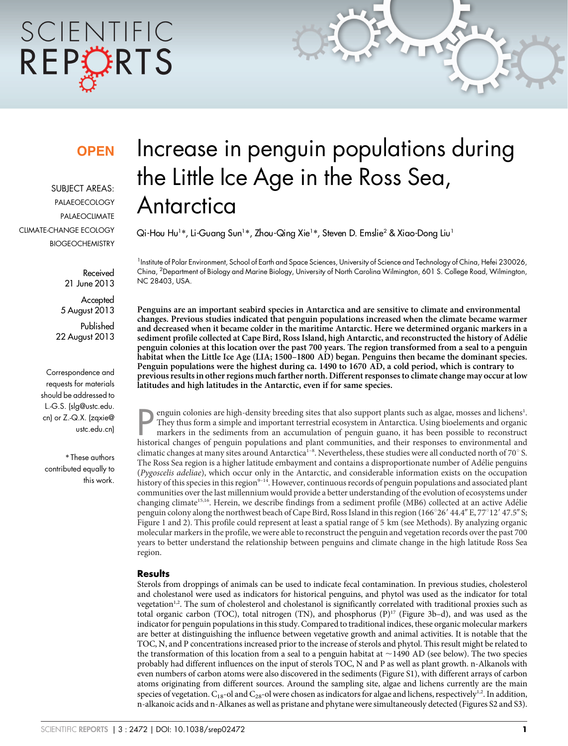**OPEN**

SUBJECT AREAS:
PALAEOECOLOGY
PALAEOCLIMATE
CLIMATE-CHANGE ECOLOGY
BIOGEOCHEMISTRY

Received
21 June 2013

Accepted
5 August 2013

Published
22 August 2013

Correspondence and requests for materials should be addressed to L.-G.S. (slg@ustc.edu.cn) or Z.-Q.X. (zqxie@ustc.edu.cn)

*These authors contributed equally to this work.

# Increase in penguin populations during the Little Ice Age in the Ross Sea, Antarctica

Qi-Hou Hu[1]*, Li-Guang Sun[1]*, Zhou-Qing Xie[1]*, Steven D. Emslie[2] & Xiao-Dong Liu[1]

[1]Institute of Polar Environment, School of Earth and Space Sciences, University of Science and Technology of China, Hefei 230026, China, [2]Department of Biology and Marine Biology, University of North Carolina Wilmington, 601 S. College Road, Wilmington, NC 28403, USA.

**Penguins are an important seabird species in Antarctica and are sensitive to climate and environmental changes. Previous studies indicated that penguin populations increased when the climate became warmer and decreased when it became colder in the maritime Antarctic. Here we determined organic markers in a sediment profile collected at Cape Bird, Ross Island, high Antarctic, and reconstructed the history of Adélie penguin colonies at this location over the past 700 years. The region transformed from a seal to a penguin habitat when the Little Ice Age (LIA; 1500–1800 AD) began. Penguins then became the dominant species. Penguin populations were the highest during ca. 1490 to 1670 AD, a cold period, which is contrary to previous results in other regions much farther north. Different responses to climate change may occur at low latitudes and high latitudes in the Antarctic, even if for same species.**

Penguin colonies are high-density breeding sites that also support plants such as algae, mosses and lichens[1]. They thus form a simple and important terrestrial ecosystem in Antarctica. Using bioelements and organic markers in the sediments from an accumulation of penguin guano, it has been possible to reconstruct historical changes of penguin populations and plant communities, and their responses to environmental and climatic changes at many sites around Antarctica[1–8]. Nevertheless, these studies were all conducted north of 70° S. The Ross Sea region is a higher latitude embayment and contains a disproportionate number of Adélie penguins (*Pygoscelis adeliae*), which occur only in the Antarctic, and considerable information exists on the occupation history of this species in this region[9–14]. However, continuous records of penguin populations and associated plant communities over the last millennium would provide a better understanding of the evolution of ecosystems under changing climate[15,16]. Herein, we describe findings from a sediment profile (MB6) collected at an active Adélie penguin colony along the northwest beach of Cape Bird, Ross Island in this region (166°26′ 44.4″ E, 77°12′ 47.5″ S; Figure 1 and 2). This profile could represent at least a spatial range of 5 km (see Methods). By analyzing organic molecular markers in the profile, we were able to reconstruct the penguin and vegetation records over the past 700 years to better understand the relationship between penguins and climate change in the high latitude Ross Sea region.

## Results

Sterols from droppings of animals can be used to indicate fecal contamination. In previous studies, cholesterol and cholestanol were used as indicators for historical penguins, and phytol was used as the indicator for total vegetation[1,2]. The sum of cholesterol and cholestanol is significantly correlated with traditional proxies such as total organic carbon (TOC), total nitrogen (TN), and phosphorus (P)[17] (Figure 3b–d), and was used as the indicator for penguin populations in this study. Compared to traditional indices, these organic molecular markers are better at distinguishing the influence between vegetative growth and animal activities. It is notable that the TOC, N, and P concentrations increased prior to the increase of sterols and phytol. This result might be related to the transformation of this location from a seal to a penguin habitat at ~1490 AD (see below). The two species probably had different influences on the input of sterols TOC, N and P as well as plant growth. n-Alkanols with even numbers of carbon atoms were also discovered in the sediments (Figure S1), with different arrays of carbon atoms originating from different sources. Around the sampling site, algae and lichens currently are the main species of vegetation. $C_{18}$-ol and $C_{28}$-ol were chosen as indicators for algae and lichens, respectively[1,2]. In addition, n-alkanoic acids and n-Alkanes as well as pristane and phytane were simultaneously detected (Figures S2 and S3).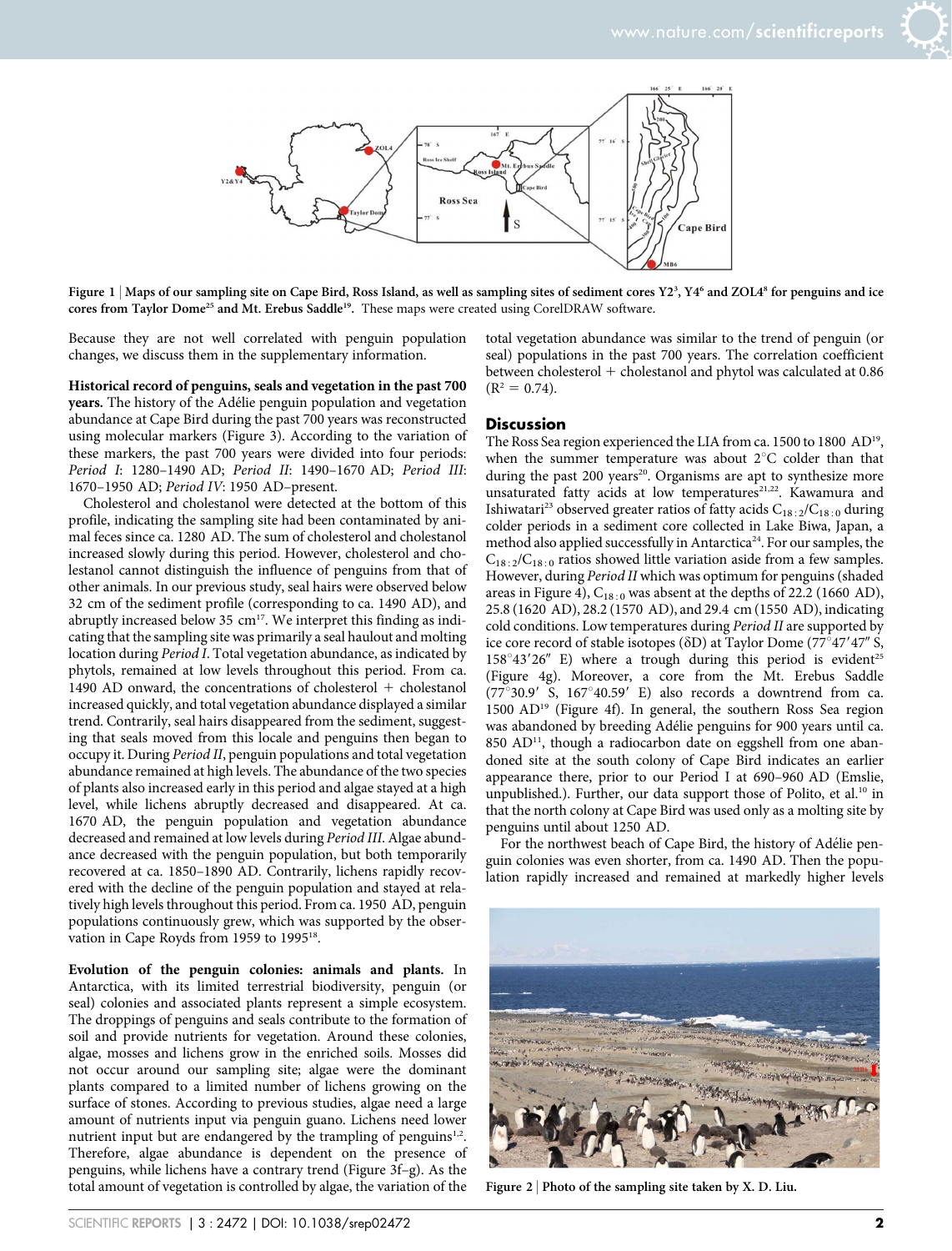Figure 1 | Maps of our sampling site on Cape Bird, Ross Island, as well as sampling sites of sediment cores Y2[3], Y4[6] and ZOL4[8] for penguins and ice cores from Taylor Dome[25] and Mt. Erebus Saddle[19]. These maps were created using CorelDRAW software.

Because they are not well correlated with penguin population changes, we discuss them in the supplementary information.

**Historical record of penguins, seals and vegetation in the past 700 years.** The history of the Adélie penguin population and vegetation abundance at Cape Bird during the past 700 years was reconstructed using molecular markers (Figure 3). According to the variation of these markers, the past 700 years were divided into four periods: *Period I*: 1280–1490 AD; *Period II*: 1490–1670 AD; *Period III*: 1670–1950 AD; *Period IV*: 1950 AD–present.

Cholesterol and cholestanol were detected at the bottom of this profile, indicating that the sampling site had been contaminated by animal feces since ca. 1280 AD. The sum of cholesterol and cholestanol increased slowly during this period. However, cholesterol and cholestanol cannot distinguish the influence of penguins from that of other animals. In our previous study, seal hairs were observed below 32 cm of the sediment profile (corresponding to ca. 1490 AD), and abruptly increased below 35 cm[17]. We interpret this finding as indicating that the sampling site was primarily a seal haulout and molting location during *Period I*. Total vegetation abundance, as indicated by phytols, remained at low levels throughout this period. From ca. 1490 AD onward, the concentrations of cholesterol + cholestanol increased quickly, and total vegetation abundance displayed a similar trend. Contrarily, seal hairs disappeared from the sediment, suggesting that seals moved from this locale and penguins then began to occupy it. During *Period II*, penguin populations and total vegetation abundance remained at high levels. The abundance of the two species of plants also increased early in this period and algae stayed at a high level, while lichens abruptly decreased and disappeared. At ca. 1670 AD, the penguin population and vegetation abundance decreased and remained at low levels during *Period III*. Algae abundance decreased with the penguin population, but both temporarily recovered at ca. 1850–1890 AD. Contrarily, lichens rapidly recovered with the decline of the penguin population and stayed at relatively high levels throughout this period. From ca. 1950 AD, penguin populations continuously grew, which was supported by the observation in Cape Royds from 1959 to 1995[18].

**Evolution of the penguin colonies: animals and plants.** In Antarctica, with its limited terrestrial biodiversity, penguin (or seal) colonies and associated plants represent a simple ecosystem. The droppings of penguins and seals contribute to the formation of soil and provide nutrients for vegetation. Around these colonies, algae, mosses and lichens grow in the enriched soils. Mosses did not occur around our sampling site; algae were the dominant plants compared to a limited number of lichens growing on the surface of stones. According to previous studies, algae need a large amount of nutrients input via penguin guano. Lichens need lower nutrient input but are endangered by the trampling of penguins[1,2]. Therefore, algae abundance is dependent on the presence of penguins, while lichens have a contrary trend (Figure 3f–g). As the total amount of vegetation is controlled by algae, the variation of the total vegetation abundance was similar to the trend of penguin (or seal) populations in the past 700 years. The correlation coefficient between cholesterol + cholestanol and phytol was calculated at 0.86 ($R^2 = 0.74$).

## Discussion

The Ross Sea region experienced the LIA from ca. 1500 to 1800 AD[19], when the summer temperature was about 2°C colder than that during the past 200 years[20]. Organisms are apt to synthesize more unsaturated fatty acids at low temperatures[21,22]. Kawamura and Ishiwatari[23] observed greater ratios of fatty acids $C_{18:2}/C_{18:0}$ during colder periods in a sediment core collected in Lake Biwa, Japan, a method also applied successfully in Antarctica[24]. For our samples, the $C_{18:2}/C_{18:0}$ ratios showed little variation aside from a few samples. However, during *Period II* which was optimum for penguins (shaded areas in Figure 4), $C_{18:0}$ was absent at the depths of 22.2 (1660 AD), 25.8 (1620 AD), 28.2 (1570 AD), and 29.4 cm (1550 AD), indicating cold conditions. Low temperatures during *Period II* are supported by ice core record of stable isotopes (δD) at Taylor Dome (77°47′47″ S, 158°43′26″ E) where a trough during this period is evident[25] (Figure 4g). Moreover, a core from the Mt. Erebus Saddle (77°30.9′ S, 167°40.59′ E) also records a downtrend from ca. 1500 AD[19] (Figure 4f). In general, the southern Ross Sea region was abandoned by breeding Adélie penguins for 900 years until ca. 850 AD[11], though a radiocarbon date on eggshell from one abandoned site at the south colony of Cape Bird indicates an earlier appearance there, prior to our Period I at 690–960 AD (Emslie, unpublished.). Further, our data support those of Polito, et al.[10] in that the north colony at Cape Bird was used only as a molting site by penguins until about 1250 AD.

For the northwest beach of Cape Bird, the history of Adélie penguin colonies was even shorter, from ca. 1490 AD. Then the population rapidly increased and remained at markedly higher levels

Figure 2 | Photo of the sampling site taken by X. D. Liu.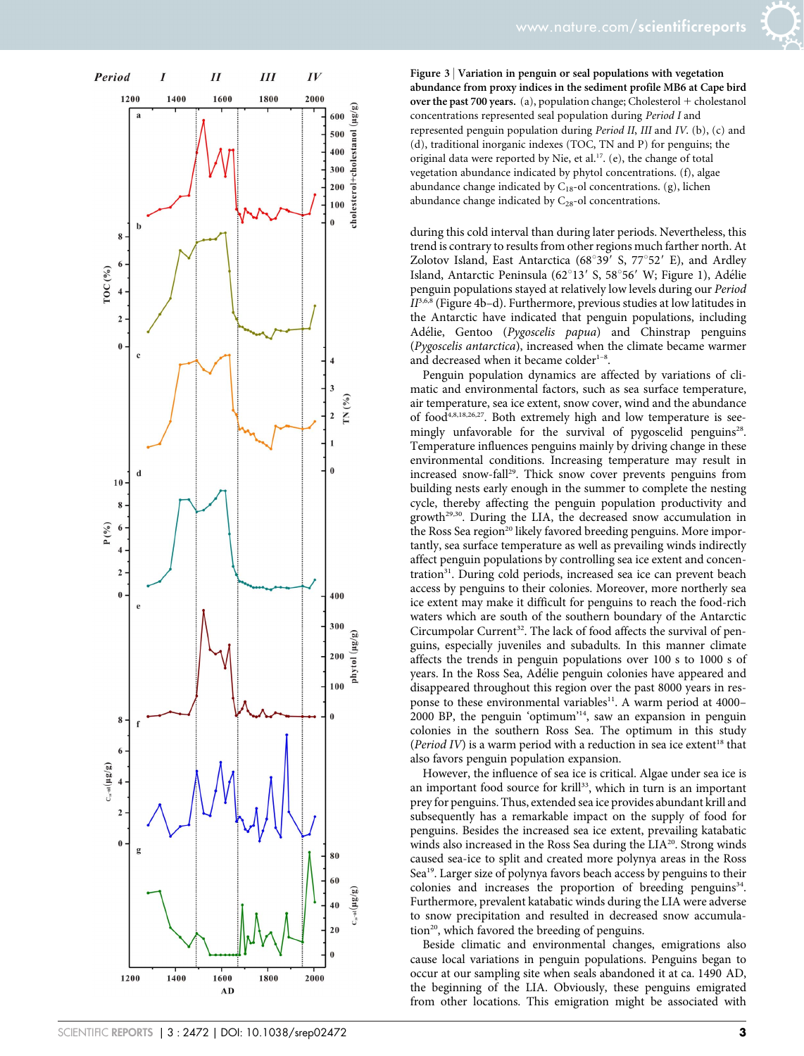**Figure 3 | Variation in penguin or seal populations with vegetation abundance from proxy indices in the sediment profile MB6 at Cape bird over the past 700 years.** (a), population change; Cholesterol + cholestanol concentrations represented seal population during *Period I* and represented penguin population during *Period II*, *III* and *IV*. (b), (c) and (d), traditional inorganic indexes (TOC, TN and P) for penguins; the original data were reported by Nie, et al.[17]. (e), the change of total vegetation abundance indicated by phytol concentrations. (f), algae abundance change indicated by $C_{18}$-ol concentrations. (g), lichen abundance change indicated by $C_{28}$-ol concentrations.

during this cold interval than during later periods. Nevertheless, this trend is contrary to results from other regions much farther north. At Zolotov Island, East Antarctica (68°39′ S, 77°52′ E), and Ardley Island, Antarctic Peninsula (62°13′ S, 58°56′ W; Figure 1), Adélie penguin populations stayed at relatively low levels during our *Period II*[3,6,8] (Figure 4b–d). Furthermore, previous studies at low latitudes in the Antarctic have indicated that penguin populations, including Adélie, Gentoo (*Pygoscelis papua*) and Chinstrap penguins (*Pygoscelis antarctica*), increased when the climate became warmer and decreased when it became colder[1–8].

Penguin population dynamics are affected by variations of climatic and environmental factors, such as sea surface temperature, air temperature, sea ice extent, snow cover, wind and the abundance of food[4,8,18,26,27]. Both extremely high and low temperature is seemingly unfavorable for the survival of pygoscelid penguins[28]. Temperature influences penguins mainly by driving change in these environmental conditions. Increasing temperature may result in increased snow-fall[29]. Thick snow cover prevents penguins from building nests early enough in the summer to complete the nesting cycle, thereby affecting the penguin population productivity and growth[29,30]. During the LIA, the decreased snow accumulation in the Ross Sea region[20] likely favored breeding penguins. More importantly, sea surface temperature as well as prevailing winds indirectly affect penguin populations by controlling sea ice extent and concentration[31]. During cold periods, increased sea ice can prevent beach access by penguins to their colonies. Moreover, more northerly sea ice extent may make it difficult for penguins to reach the food-rich waters which are south of the southern boundary of the Antarctic Circumpolar Current[32]. The lack of food affects the survival of penguins, especially juveniles and subadults. In this manner climate affects the trends in penguin populations over 100 s to 1000 s of years. In the Ross Sea, Adélie penguin colonies have appeared and disappeared throughout this region over the past 8000 years in response to these environmental variables[11]. A warm period at 4000–2000 BP, the penguin 'optimum'[14], saw an expansion in penguin colonies in the southern Ross Sea. The optimum in this study (*Period IV*) is a warm period with a reduction in sea ice extent[18] that also favors penguin population expansion.

However, the influence of sea ice is critical. Algae under sea ice is an important food source for krill[33], which in turn is an important prey for penguins. Thus, extended sea ice provides abundant krill and subsequently has a remarkable impact on the supply of food for penguins. Besides the increased sea ice extent, prevailing katabatic winds also increased in the Ross Sea during the LIA[20]. Strong winds caused sea-ice to split and created more polynya areas in the Ross Sea[19]. Larger size of polynya favors beach access by penguins to their colonies and increases the proportion of breeding penguins[34]. Furthermore, prevalent katabatic winds during the LIA were adverse to snow precipitation and resulted in decreased snow accumulation[20], which favored the breeding of penguins.

Beside climatic and environmental changes, emigrations also cause local variations in penguin populations. Penguins began to occur at our sampling site when seals abandoned it at ca. 1490 AD, the beginning of the LIA. Obviously, these penguins emigrated from other locations. This emigration might be associated with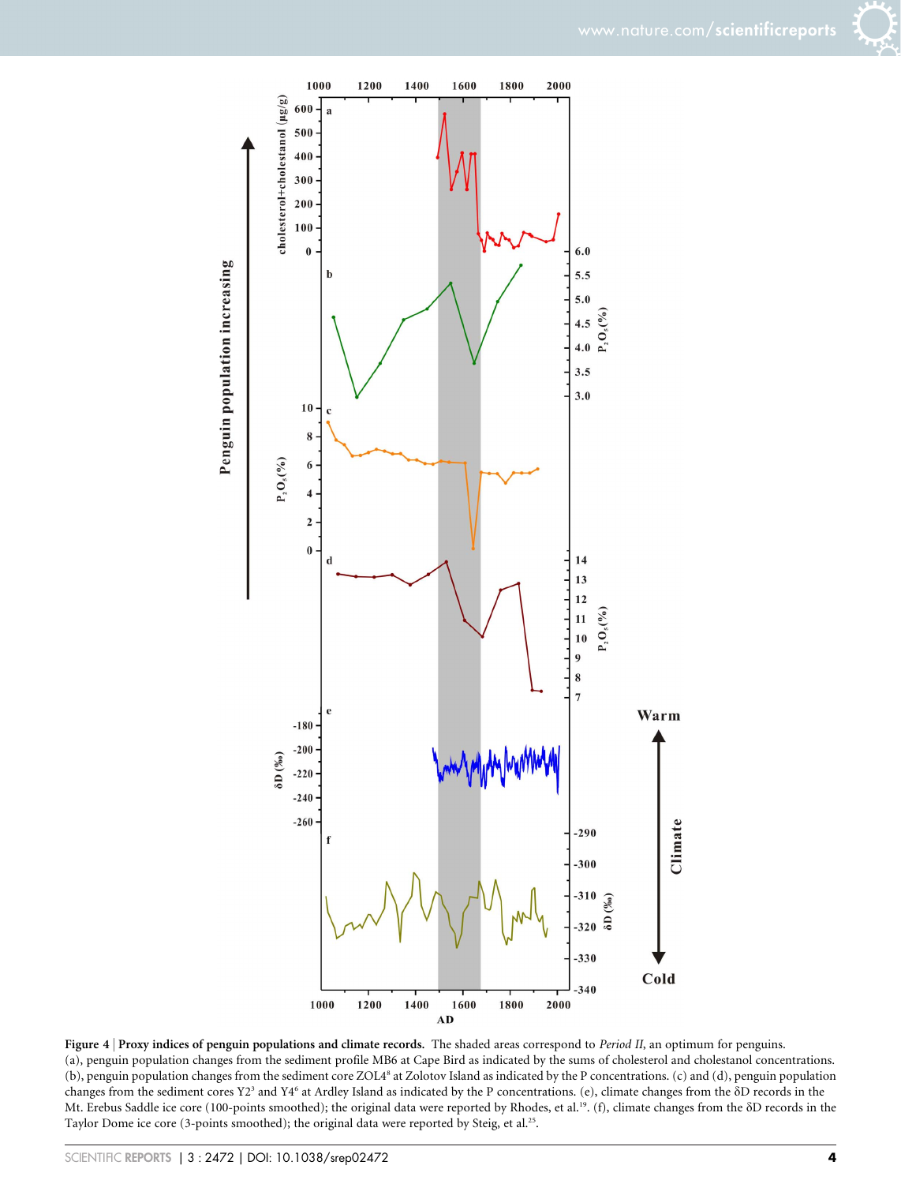**Figure 4 | Proxy indices of penguin populations and climate records.** The shaded areas correspond to *Period II*, an optimum for penguins. (a), penguin population changes from the sediment profile MB6 at Cape Bird as indicated by the sums of cholesterol and cholestanol concentrations. (b), penguin population changes from the sediment core ZOL4[8] at Zolotov Island as indicated by the P concentrations. (c) and (d), penguin population changes from the sediment cores Y2[3] and Y4[6] at Ardley Island as indicated by the P concentrations. (e), climate changes from the δD records in the Mt. Erebus Saddle ice core (100-points smoothed); the original data were reported by Rhodes, et al.[19]. (f), climate changes from the δD records in the Taylor Dome ice core (3-points smoothed); the original data were reported by Steig, et al.[25].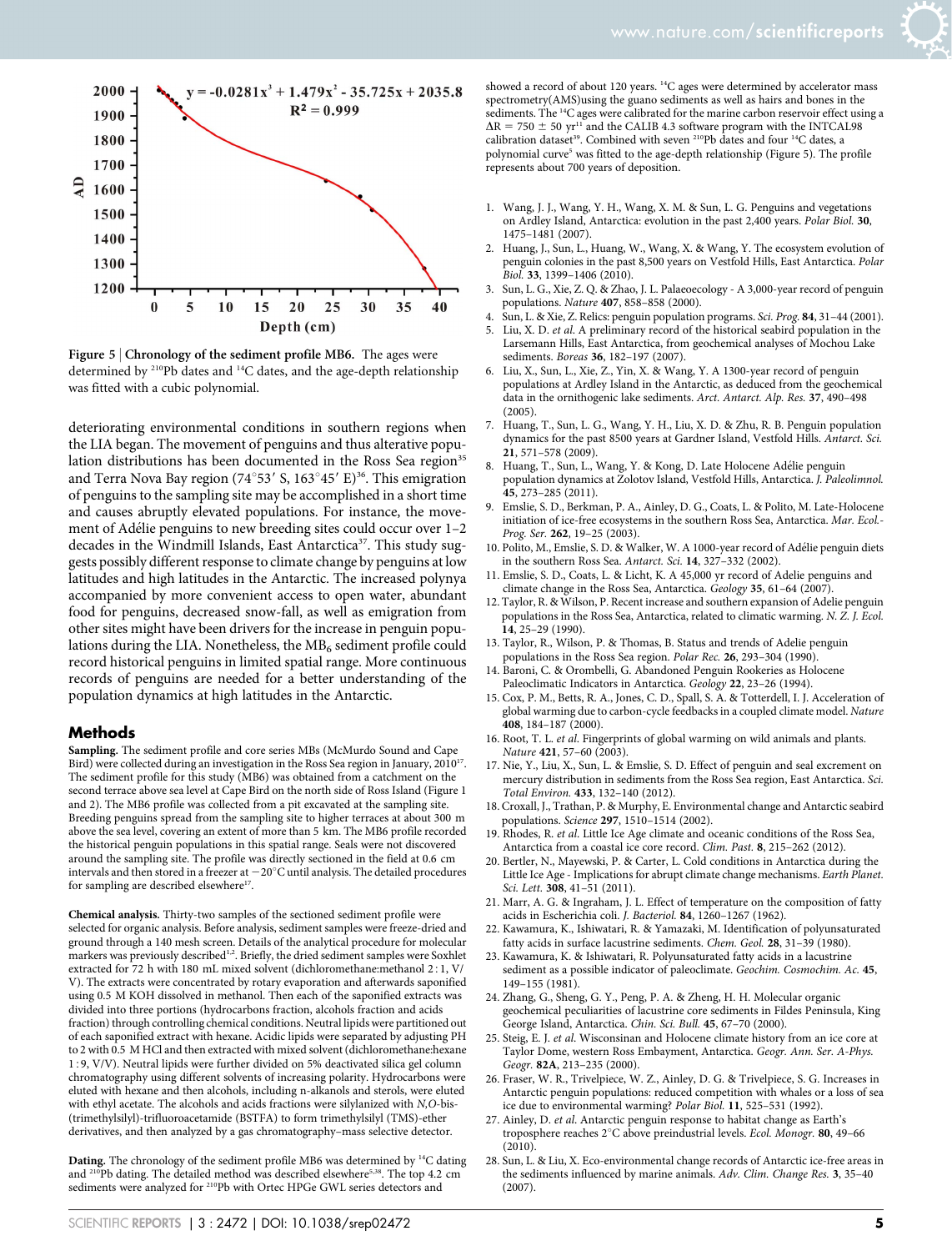Figure 5 | Chronology of the sediment profile MB6. The ages were determined by $^{210}$Pb dates and $^{14}$C dates, and the age-depth relationship was fitted with a cubic polynomial.

deteriorating environmental conditions in southern regions when the LIA began. The movement of penguins and thus alterative population distributions has been documented in the Ross Sea region[35] and Terra Nova Bay region (74°53′ S, 163°45′ E)[36]. This emigration of penguins to the sampling site may be accomplished in a short time and causes abruptly elevated populations. For instance, the movement of Adélie penguins to new breeding sites could occur over 1–2 decades in the Windmill Islands, East Antarctica[37]. This study suggests possibly different response to climate change by penguins at low latitudes and high latitudes in the Antarctic. The increased polynya accompanied by more convenient access to open water, abundant food for penguins, decreased snow-fall, as well as emigration from other sites might have been drivers for the increase in penguin populations during the LIA. Nonetheless, the $MB_6$ sediment profile could record historical penguins in limited spatial range. More continuous records of penguins are needed for a better understanding of the population dynamics at high latitudes in the Antarctic.

## Methods

**Sampling.** The sediment profile and core series MBs (McMurdo Sound and Cape Bird) were collected during an investigation in the Ross Sea region in January, 2010[17]. The sediment profile for this study (MB6) was obtained from a catchment on the second terrace above sea level at Cape Bird on the north side of Ross Island (Figure 1 and 2). The MB6 profile was collected from a pit excavated at the sampling site. Breeding penguins spread from the sampling site to higher terraces at about 300 m above the sea level, covering an extent of more than 5 km. The MB6 profile recorded the historical penguin populations in this spatial range. Seals were not discovered around the sampling site. The profile was directly sectioned in the field at 0.6 cm intervals and then stored in a freezer at −20°C until analysis. The detailed procedures for sampling are described elsewhere[17].

**Chemical analysis.** Thirty-two samples of the sectioned sediment profile were selected for organic analysis. Before analysis, sediment samples were freeze-dried and ground through a 140 mesh screen. Details of the analytical procedure for molecular markers was previously described[1,2]. Briefly, the dried sediment samples were Soxhlet extracted for 72 h with 180 mL mixed solvent (dichloromethane:methanol 2 : 1, V/V). The extracts were concentrated by rotary evaporation and afterwards saponified using 0.5 M KOH dissolved in methanol. Then each of the saponified extracts was divided into three portions (hydrocarbons fraction, alcohols fraction and acids fraction) through controlling chemical conditions. Neutral lipids were partitioned out of each saponified extract with hexane. Acidic lipids were separated by adjusting PH to 2 with 0.5 M HCl and then extracted with mixed solvent (dichloromethane:hexane 1 : 9, V/V). Neutral lipids were further divided on 5% deactivated silica gel column chromatography using different solvents of increasing polarity. Hydrocarbons were eluted with hexane and then alcohols, including n-alkanols and sterols, were eluted with ethyl acetate. The alcohols and acids fractions were silylanized with *N,O*-bis-(trimethylsilyl)-trifluoroacetamide (BSTFA) to form trimethylsilyl (TMS)-ether derivatives, and then analyzed by a gas chromatography–mass selective detector.

**Dating.** The chronology of the sediment profile MB6 was determined by $^{14}$C dating and $^{210}$Pb dating. The detailed method was described elsewhere[5,38]. The top 4.2 cm sediments were analyzed for $^{210}$Pb with Ortec HPGe GWL series detectors and showed a record of about 120 years. $^{14}$C ages were determined by accelerator mass spectrometry(AMS)using the guano sediments as well as hairs and bones in the sediments. The $^{14}$C ages were calibrated for the marine carbon reservoir effect using a $\Delta R = 750 \pm 50$ yr[11] and the CALIB 4.3 software program with the INTCAL98 calibration dataset[39]. Combined with seven $^{210}$Pb dates and four $^{14}$C dates, a polynomial curve[5] was fitted to the age-depth relationship (Figure 5). The profile represents about 700 years of deposition.

1. Wang, J. J., Wang, Y. H., Wang, X. M. & Sun, L. G. Penguins and vegetations on Ardley Island, Antarctica: evolution in the past 2,400 years. *Polar Biol.* **30**, 1475–1481 (2007).
2. Huang, J., Sun, L., Huang, W., Wang, X. & Wang, Y. The ecosystem evolution of penguin colonies in the past 8,500 years on Vestfold Hills, East Antarctica. *Polar Biol.* **33**, 1399–1406 (2010).
3. Sun, L. G., Xie, Z. Q. & Zhao, J. L. Palaeoecology - A 3,000-year record of penguin populations. *Nature* **407**, 858–858 (2000).
4. Sun, L. & Xie, Z. Relics: penguin population programs. *Sci. Prog.* **84**, 31–44 (2001).
5. Liu, X. D. *et al.* A preliminary record of the historical seabird population in the Larsemann Hills, East Antarctica, from geochemical analyses of Mochou Lake sediments. *Boreas* **36**, 182–197 (2007).
6. Liu, X., Sun, L., Xie, Z., Yin, X. & Wang, Y. A 1300-year record of penguin populations at Ardley Island in the Antarctic, as deduced from the geochemical data in the ornithogenic lake sediments. *Arct. Antarct. Alp. Res.* **37**, 490–498 (2005).
7. Huang, T., Sun, L. G., Wang, Y. H., Liu, X. D. & Zhu, R. B. Penguin population dynamics for the past 8500 years at Gardner Island, Vestfold Hills. *Antarct. Sci.* **21**, 571–578 (2009).
8. Huang, T., Sun, L., Wang, Y. & Kong, D. Late Holocene Adélie penguin population dynamics at Zolotov Island, Vestfold Hills, Antarctica. *J. Paleolimnol.* **45**, 273–285 (2011).
9. Emslie, S. D., Berkman, P. A., Ainley, D. G., Coats, L. & Polito, M. Late-Holocene initiation of ice-free ecosystems in the southern Ross Sea, Antarctica. *Mar. Ecol.-Prog. Ser.* **262**, 19–25 (2003).
10. Polito, M., Emslie, S. D. & Walker, W. A 1000-year record of Adélie penguin diets in the southern Ross Sea. *Antarct. Sci.* **14**, 327–332 (2002).
11. Emslie, S. D., Coats, L. & Licht, K. A 45,000 yr record of Adelie penguins and climate change in the Ross Sea, Antarctica. *Geology* **35**, 61–64 (2007).
12. Taylor, R. & Wilson, P. Recent increase and southern expansion of Adelie penguin populations in the Ross Sea, Antarctica, related to climatic warming. *N. Z. J. Ecol.* **14**, 25–29 (1990).
13. Taylor, R., Wilson, P. & Thomas, B. Status and trends of Adelie penguin populations in the Ross Sea region. *Polar Rec.* **26**, 293–304 (1990).
14. Baroni, C. & Orombelli, G. Abandoned Penguin Rookeries as Holocene Paleoclimatic Indicators in Antarctica. *Geology* **22**, 23–26 (1994).
15. Cox, P. M., Betts, R. A., Jones, C. D., Spall, S. A. & Totterdell, I. J. Acceleration of global warming due to carbon-cycle feedbacks in a coupled climate model. *Nature* **408**, 184–187 (2000).
16. Root, T. L. *et al.* Fingerprints of global warming on wild animals and plants. *Nature* **421**, 57–60 (2003).
17. Nie, Y., Liu, X., Sun, L. & Emslie, S. D. Effect of penguin and seal excrement on mercury distribution in sediments from the Ross Sea region, East Antarctica. *Sci. Total Environ.* **433**, 132–140 (2012).
18. Croxall, J., Trathan, P. & Murphy, E. Environmental change and Antarctic seabird populations. *Science* **297**, 1510–1514 (2002).
19. Rhodes, R. *et al.* Little Ice Age climate and oceanic conditions of the Ross Sea, Antarctica from a coastal ice core record. *Clim. Past.* **8**, 215–262 (2012).
20. Bertler, N., Mayewski, P. & Carter, L. Cold conditions in Antarctica during the Little Ice Age - Implications for abrupt climate change mechanisms. *Earth Planet. Sci. Lett.* **308**, 41–51 (2011).
21. Marr, A. G. & Ingraham, J. L. Effect of temperature on the composition of fatty acids in Escherichia coli. *J. Bacteriol.* **84**, 1260–1267 (1962).
22. Kawamura, K., Ishiwatari, R. & Yamazaki, M. Identification of polyunsaturated fatty acids in surface lacustrine sediments. *Chem. Geol.* **28**, 31–39 (1980).
23. Kawamura, K. & Ishiwatari, R. Polyunsaturated fatty acids in a lacustrine sediment as a possible indicator of paleoclimate. *Geochim. Cosmochim. Ac.* **45**, 149–155 (1981).
24. Zhang, G., Sheng, G. Y., Peng, P. A. & Zheng, H. H. Molecular organic geochemical peculiarities of lacustrine core sediments in Fildes Peninsula, King George Island, Antarctica. *Chin. Sci. Bull.* **45**, 67–70 (2000).
25. Steig, E. J. *et al.* Wisconsinan and Holocene climate history from an ice core at Taylor Dome, western Ross Embayment, Antarctica. *Geogr. Ann. Ser. A-Phys. Geogr.* **82A**, 213–235 (2000).
26. Fraser, W. R., Trivelpiece, W. Z., Ainley, D. G. & Trivelpiece, S. G. Increases in Antarctic penguin populations: reduced competition with whales or a loss of sea ice due to environmental warming? *Polar Biol.* **11**, 525–531 (1992).
27. Ainley, D. *et al.* Antarctic penguin response to habitat change as Earth's troposphere reaches 2°C above preindustrial levels. *Ecol. Monogr.* **80**, 49–66 (2010).
28. Sun, L. & Liu, X. Eco-environmental change records of Antarctic ice-free areas in the sediments influenced by marine animals. *Adv. Clim. Change Res.* **3**, 35–40 (2007).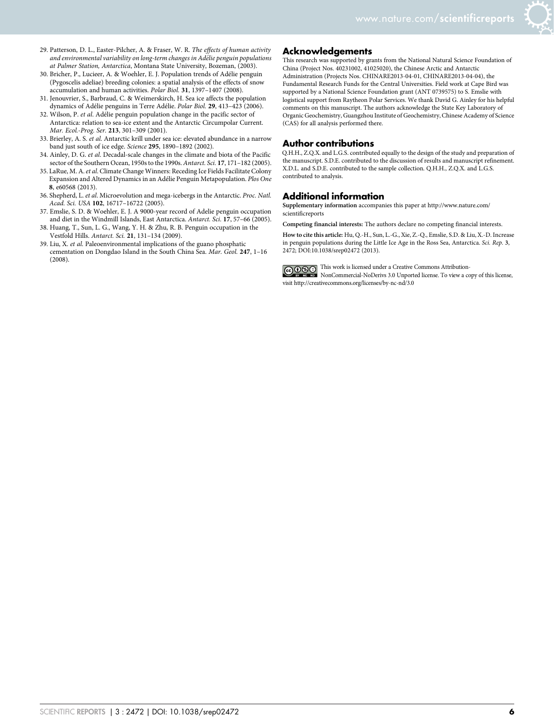29. Patterson, D. L., Easter-Pilcher, A. & Fraser, W. R. *The effects of human activity and environmental variability on long-term changes in Adélie penguin populations at Palmer Station, Antarctica*, Montana State University, Bozeman, (2003).
30. Bricher, P., Lucieer, A. & Woehler, E. J. Population trends of Adélie penguin (Pygoscelis adeliae) breeding colonies: a spatial analysis of the effects of snow accumulation and human activities. *Polar Biol.* **31**, 1397–1407 (2008).
31. Jenouvrier, S., Barbraud, C. & Weimerskirch, H. Sea ice affects the population dynamics of Adélie penguins in Terre Adélie. *Polar Biol.* **29**, 413–423 (2006).
32. Wilson, P. *et al.* Adélie penguin population change in the pacific sector of Antarctica: relation to sea-ice extent and the Antarctic Circumpolar Current. *Mar. Ecol.-Prog. Ser.* **213**, 301–309 (2001).
33. Brierley, A. S. *et al.* Antarctic krill under sea ice: elevated abundance in a narrow band just south of ice edge. *Science* **295**, 1890–1892 (2002).
34. Ainley, D. G. *et al.* Decadal-scale changes in the climate and biota of the Pacific sector of the Southern Ocean, 1950s to the 1990s. *Antarct. Sci.* **17**, 171–182 (2005).
35. LaRue, M. A. *et al.* Climate Change Winners: Receding Ice Fields Facilitate Colony Expansion and Altered Dynamics in an Adélie Penguin Metapopulation. *Plos One* **8**, e60568 (2013).
36. Shepherd, L. *et al.* Microevolution and mega-icebergs in the Antarctic. *Proc. Natl. Acad. Sci. USA* **102**, 16717–16722 (2005).
37. Emslie, S. D. & Woehler, E. J. A 9000-year record of Adelie penguin occupation and diet in the Windmill Islands, East Antarctica. *Antarct. Sci.* **17**, 57–66 (2005).
38. Huang, T., Sun, L. G., Wang, Y. H. & Zhu, R. B. Penguin occupation in the Vestfold Hills. *Antarct. Sci.* **21**, 131–134 (2009).
39. Liu, X. *et al.* Paleoenvironmental implications of the guano phosphatic cementation on Dongdao Island in the South China Sea. *Mar. Geol.* **247**, 1–16 (2008).

## Acknowledgements

This research was supported by grants from the National Natural Science Foundation of China (Project Nos. 40231002, 41025020), the Chinese Arctic and Antarctic Administration (Projects Nos. CHINARE2013-04-01, CHINARE2013-04-04), the Fundamental Research Funds for the Central Universities. Field work at Cape Bird was supported by a National Science Foundation grant (ANT 0739575) to S. Emslie with logistical support from Raytheon Polar Services. We thank David G. Ainley for his helpful comments on this manuscript. The authors acknowledge the State Key Laboratory of Organic Geochemistry, Guangzhou Institute of Geochemistry, Chinese Academy of Science (CAS) for all analysis performed there.

## Author contributions

Q.H.H., Z.Q.X. and L.G.S. contributed equally to the design of the study and preparation of the manuscript. S.D.E. contributed to the discussion of results and manuscript refinement. X.D.L. and S.D.E. contributed to the sample collection. Q.H.H., Z.Q.X. and L.G.S. contributed to analysis.

## Additional information

**Supplementary information** accompanies this paper at http://www.nature.com/scientificreports

**Competing financial interests:** The authors declare no competing financial interests.

**How to cite this article:** Hu, Q.-H., Sun, L.-G., Xie, Z.-Q., Emslie, S.D. & Liu, X.-D. Increase in penguin populations during the Little Ice Age in the Ross Sea, Antarctica. *Sci. Rep.* **3**, 2472; DOI:10.1038/srep02472 (2013).

This work is licensed under a Creative Commons Attribution-NonCommercial-NoDerivs 3.0 Unported license. To view a copy of this license, visit http://creativecommons.org/licenses/by-nc-nd/3.0